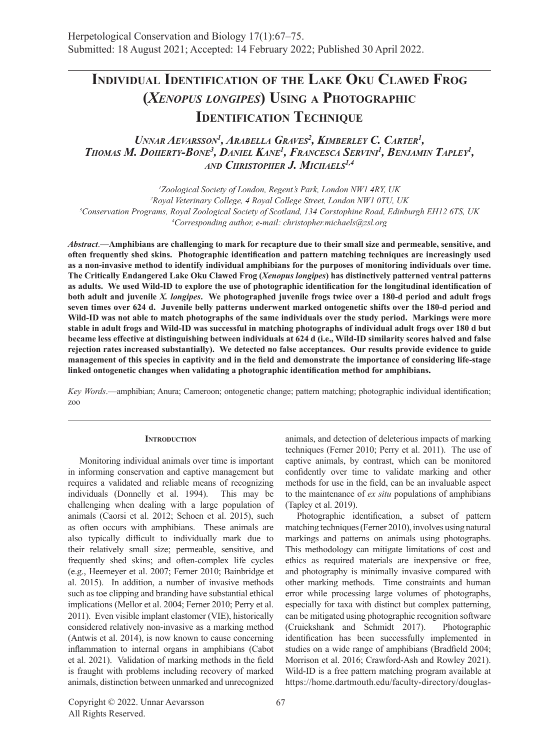# Individual Identification of the Lake Oku Clawed Frog (*Xenopus longipes*) Using a Photographic Identification Technique

***Unnar Aevarsson[1], Arabella Graves[2], Kimberley C. Carter[1], Thomas M. Doherty-Bone[3], Daniel Kane[1], Francesca Servini[1], Benjamin Tapley[1], and Christopher J. Michaels[1,4]***

[1]Zoological Society of London, Regent's Park, London NW1 4RY, UK
[2]Royal Veterinary College, 4 Royal College Street, London NW1 0TU, UK
[3]Conservation Programs, Royal Zoological Society of Scotland, 134 Corstophine Road, Edinburgh EH12 6TS, UK
[4]Corresponding author, e-mail: christopher.michaels@zsl.org

***Abstract*.**—**Amphibians are challenging to mark for recapture due to their small size and permeable, sensitive, and often frequently shed skins. Photographic identification and pattern matching techniques are increasingly used as a non-invasive method to identify individual amphibians for the purposes of monitoring individuals over time. The Critically Endangered Lake Oku Clawed Frog (*Xenopus longipes*) has distinctively patterned ventral patterns as adults. We used Wild-ID to explore the use of photographic identification for the longitudinal identification of both adult and juvenile *X. longipes*. We photographed juvenile frogs twice over a 180-d period and adult frogs seven times over 624 d. Juvenile belly patterns underwent marked ontogenetic shifts over the 180-d period and Wild-ID was not able to match photographs of the same individuals over the study period. Markings were more stable in adult frogs and Wild-ID was successful in matching photographs of individual adult frogs over 180 d but became less effective at distinguishing between individuals at 624 d (i.e., Wild-ID similarity scores halved and false rejection rates increased substantially). We detected no false acceptances. Our results provide evidence to guide management of this species in captivity and in the field and demonstrate the importance of considering life-stage linked ontogenetic changes when validating a photographic identification method for amphibians.**

*Key Words*.—amphibian; Anura; Cameroon; ontogenetic change; pattern matching; photographic individual identification; zoo

## Introduction

Monitoring individual animals over time is important in informing conservation and captive management but requires a validated and reliable means of recognizing individuals (Donnelly et al. 1994). This may be challenging when dealing with a large population of animals (Caorsi et al. 2012; Schoen et al. 2015), such as often occurs with amphibians. These animals are also typically difficult to individually mark due to their relatively small size; permeable, sensitive, and frequently shed skins; and often-complex life cycles (e.g., Heemeyer et al. 2007; Ferner 2010; Bainbridge et al. 2015). In addition, a number of invasive methods such as toe clipping and branding have substantial ethical implications (Mellor et al. 2004; Ferner 2010; Perry et al. 2011). Even visible implant elastomer (VIE), historically considered relatively non-invasive as a marking method (Antwis et al. 2014), is now known to cause concerning inflammation to internal organs in amphibians (Cabot et al. 2021). Validation of marking methods in the field is fraught with problems including recovery of marked animals, distinction between unmarked and unrecognized animals, and detection of deleterious impacts of marking techniques (Ferner 2010; Perry et al. 2011). The use of captive animals, by contrast, which can be monitored confidently over time to validate marking and other methods for use in the field, can be an invaluable aspect to the maintenance of *ex situ* populations of amphibians (Tapley et al. 2019).

Photographic identification, a subset of pattern matching techniques (Ferner 2010), involves using natural markings and patterns on animals using photographs. This methodology can mitigate limitations of cost and ethics as required materials are inexpensive or free, and photography is minimally invasive compared with other marking methods. Time constraints and human error while processing large volumes of photographs, especially for taxa with distinct but complex patterning, can be mitigated using photographic recognition software (Cruickshank and Schmidt 2017). Photographic identification has been successfully implemented in studies on a wide range of amphibians (Bradfield 2004; Morrison et al. 2016; Crawford-Ash and Rowley 2021). Wild-ID is a free pattern matching program available at https://home.dartmouth.edu/faculty-directory/douglas-

Copyright © 2022. Unnar Aevarsson
All Rights Reserved.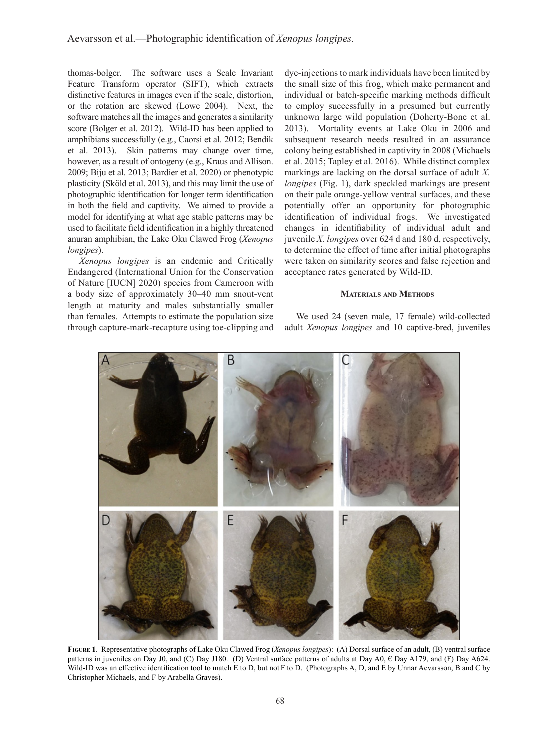thomas-bolger. The software uses a Scale Invariant Feature Transform operator (SIFT), which extracts distinctive features in images even if the scale, distortion, or the rotation are skewed (Lowe 2004). Next, the software matches all the images and generates a similarity score (Bolger et al. 2012). Wild-ID has been applied to amphibians successfully (e.g., Caorsi et al. 2012; Bendik et al. 2013). Skin patterns may change over time, however, as a result of ontogeny (e.g., Kraus and Allison. 2009; Biju et al. 2013; Bardier et al. 2020) or phenotypic plasticity (Sköld et al. 2013), and this may limit the use of photographic identification for longer term identification in both the field and captivity. We aimed to provide a model for identifying at what age stable patterns may be used to facilitate field identification in a highly threatened anuran amphibian, the Lake Oku Clawed Frog (*Xenopus longipes*).

*Xenopus longipes* is an endemic and Critically Endangered (International Union for the Conservation of Nature [IUCN] 2020) species from Cameroon with a body size of approximately 30–40 mm snout-vent length at maturity and males substantially smaller than females. Attempts to estimate the population size through capture-mark-recapture using toe-clipping and dye-injections to mark individuals have been limited by the small size of this frog, which make permanent and individual or batch-specific marking methods difficult to employ successfully in a presumed but currently unknown large wild population (Doherty-Bone et al. 2013). Mortality events at Lake Oku in 2006 and subsequent research needs resulted in an assurance colony being established in captivity in 2008 (Michaels et al. 2015; Tapley et al. 2016). While distinct complex markings are lacking on the dorsal surface of adult *X. longipes* (Fig. 1), dark speckled markings are present on their pale orange-yellow ventral surfaces, and these potentially offer an opportunity for photographic identification of individual frogs. We investigated changes in identifiability of individual adult and juvenile *X. longipes* over 624 d and 180 d, respectively, to determine the effect of time after initial photographs were taken on similarity scores and false rejection and acceptance rates generated by Wild-ID.

## Materials and Methods

We used 24 (seven male, 17 female) wild-collected adult *Xenopus longipes* and 10 captive-bred, juveniles

**Figure 1**. Representative photographs of Lake Oku Clawed Frog (*Xenopus longipes*): (A) Dorsal surface of an adult, (B) ventral surface patterns in juveniles on Day J0, and (C) Day J180. (D) Ventral surface patterns of adults at Day A0, € Day A179, and (F) Day A624. Wild-ID was an effective identification tool to match E to D, but not F to D. (Photographs A, D, and E by Unnar Aevarsson, B and C by Christopher Michaels, and F by Arabella Graves).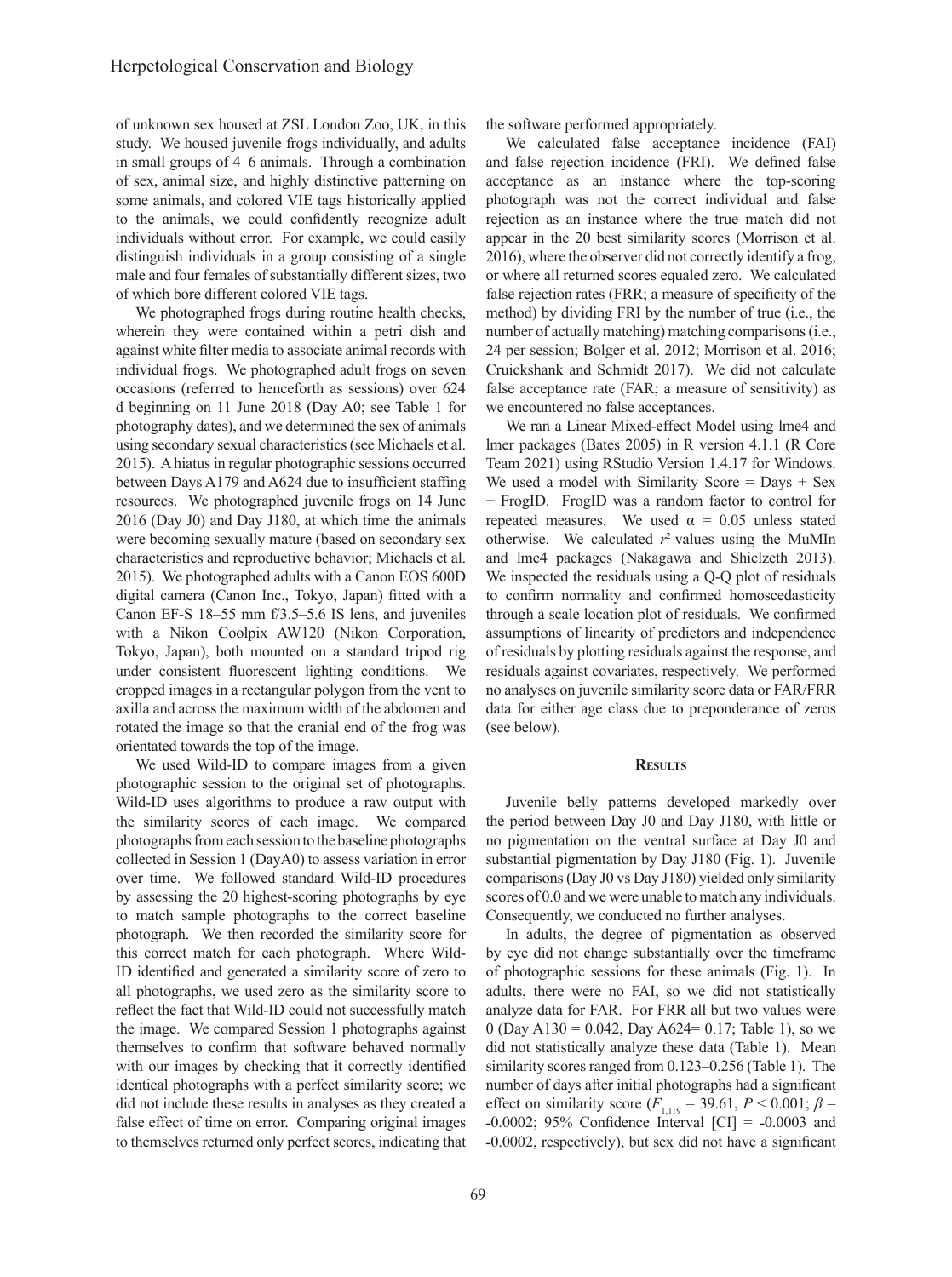of unknown sex housed at ZSL London Zoo, UK, in this study. We housed juvenile frogs individually, and adults in small groups of 4–6 animals. Through a combination of sex, animal size, and highly distinctive patterning on some animals, and colored VIE tags historically applied to the animals, we could confidently recognize adult individuals without error. For example, we could easily distinguish individuals in a group consisting of a single male and four females of substantially different sizes, two of which bore different colored VIE tags.

We photographed frogs during routine health checks, wherein they were contained within a petri dish and against white filter media to associate animal records with individual frogs. We photographed adult frogs on seven occasions (referred to henceforth as sessions) over 624 d beginning on 11 June 2018 (Day A0; see Table 1 for photography dates), and we determined the sex of animals using secondary sexual characteristics (see Michaels et al. 2015). A hiatus in regular photographic sessions occurred between Days A179 and A624 due to insufficient staffing resources. We photographed juvenile frogs on 14 June 2016 (Day J0) and Day J180, at which time the animals were becoming sexually mature (based on secondary sex characteristics and reproductive behavior; Michaels et al. 2015). We photographed adults with a Canon EOS 600D digital camera (Canon Inc., Tokyo, Japan) fitted with a Canon EF-S 18–55 mm f/3.5–5.6 IS lens, and juveniles with a Nikon Coolpix AW120 (Nikon Corporation, Tokyo, Japan), both mounted on a standard tripod rig under consistent fluorescent lighting conditions. We cropped images in a rectangular polygon from the vent to axilla and across the maximum width of the abdomen and rotated the image so that the cranial end of the frog was orientated towards the top of the image.

We used Wild-ID to compare images from a given photographic session to the original set of photographs. Wild-ID uses algorithms to produce a raw output with the similarity scores of each image. We compared photographs from each session to the baseline photographs collected in Session 1 (DayA0) to assess variation in error over time. We followed standard Wild-ID procedures by assessing the 20 highest-scoring photographs by eye to match sample photographs to the correct baseline photograph. We then recorded the similarity score for this correct match for each photograph. Where Wild-ID identified and generated a similarity score of zero to all photographs, we used zero as the similarity score to reflect the fact that Wild-ID could not successfully match the image. We compared Session 1 photographs against themselves to confirm that software behaved normally with our images by checking that it correctly identified identical photographs with a perfect similarity score; we did not include these results in analyses as they created a false effect of time on error. Comparing original images to themselves returned only perfect scores, indicating that the software performed appropriately.

We calculated false acceptance incidence (FAI) and false rejection incidence (FRI). We defined false acceptance as an instance where the top-scoring photograph was not the correct individual and false rejection as an instance where the true match did not appear in the 20 best similarity scores (Morrison et al. 2016), where the observer did not correctly identify a frog, or where all returned scores equaled zero. We calculated false rejection rates (FRR; a measure of specificity of the method) by dividing FRI by the number of true (i.e., the number of actually matching) matching comparisons (i.e., 24 per session; Bolger et al. 2012; Morrison et al. 2016; Cruickshank and Schmidt 2017). We did not calculate false acceptance rate (FAR; a measure of sensitivity) as we encountered no false acceptances.

We ran a Linear Mixed-effect Model using lme4 and lmer packages (Bates 2005) in R version 4.1.1 (R Core Team 2021) using RStudio Version 1.4.17 for Windows. We used a model with Similarity Score = Days + Sex + FrogID. FrogID was a random factor to control for repeated measures. We used $\alpha = 0.05$ unless stated otherwise. We calculated $r^2$ values using the MuMIn and lme4 packages (Nakagawa and Shielzeth 2013). We inspected the residuals using a Q-Q plot of residuals to confirm normality and confirmed homoscedasticity through a scale location plot of residuals. We confirmed assumptions of linearity of predictors and independence of residuals by plotting residuals against the response, and residuals against covariates, respectively. We performed no analyses on juvenile similarity score data or FAR/FRR data for either age class due to preponderance of zeros (see below).

## Results

Juvenile belly patterns developed markedly over the period between Day J0 and Day J180, with little or no pigmentation on the ventral surface at Day J0 and substantial pigmentation by Day J180 (Fig. 1). Juvenile comparisons (Day J0 vs Day J180) yielded only similarity scores of 0.0 and we were unable to match any individuals. Consequently, we conducted no further analyses.

In adults, the degree of pigmentation as observed by eye did not change substantially over the timeframe of photographic sessions for these animals (Fig. 1). In adults, there were no FAI, so we did not statistically analyze data for FAR. For FRR all but two values were 0 (Day A130 = 0.042, Day A624= 0.17; Table 1), so we did not statistically analyze these data (Table 1). Mean similarity scores ranged from 0.123–0.256 (Table 1). The number of days after initial photographs had a significant effect on similarity score ($F_{1,119} = 39.61$, $P < 0.001$; $\beta = -0.0002$; 95% Confidence Interval [CI] = -0.0003 and -0.0002, respectively), but sex did not have a significant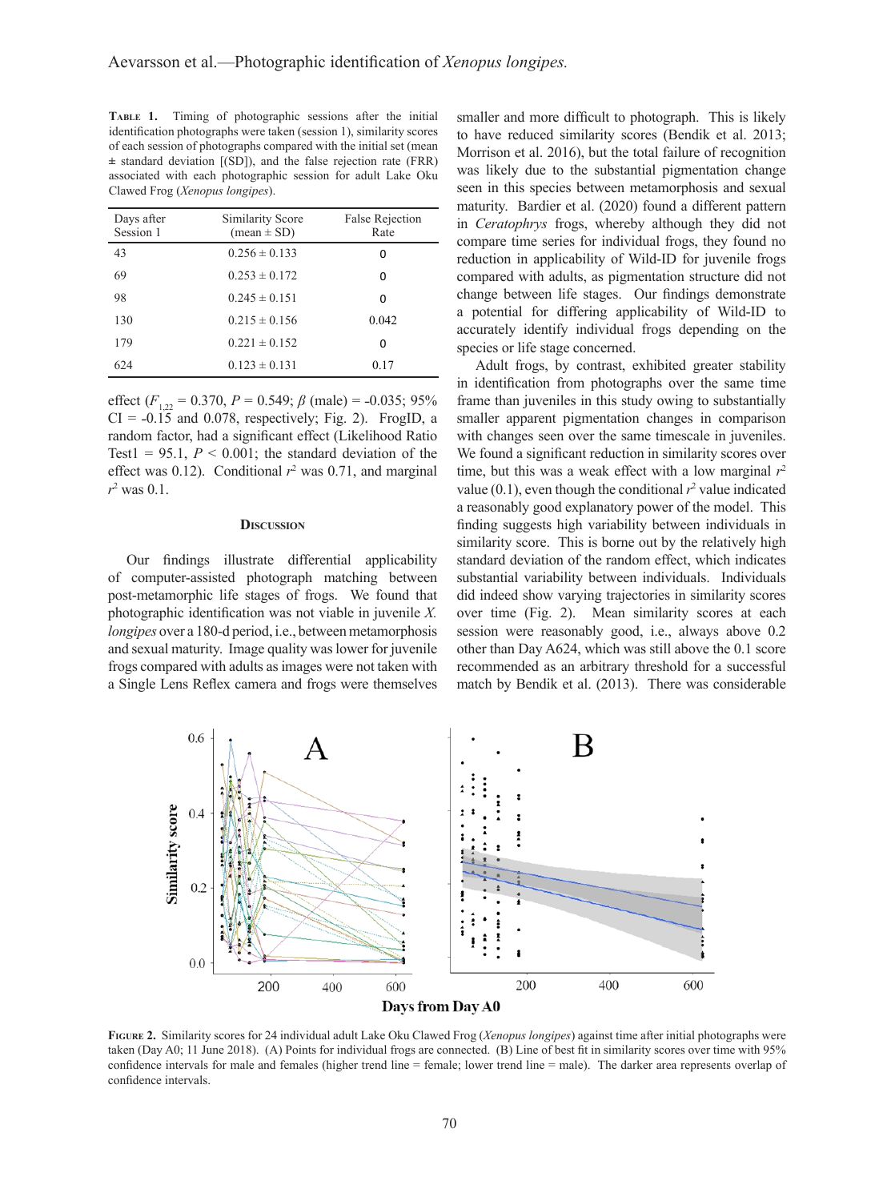**Table 1.** Timing of photographic sessions after the initial identification photographs were taken (session 1), similarity scores of each session of photographs compared with the initial set (mean ± standard deviation [(SD]), and the false rejection rate (FRR) associated with each photographic session for adult Lake Oku Clawed Frog (*Xenopus longipes*).

| Days after Session 1 | Similarity Score (mean ± SD) | False Rejection Rate |
|---|---|---|
| 43 | 0.256 ± 0.133 | 0 |
| 69 | 0.253 ± 0.172 | 0 |
| 98 | 0.245 ± 0.151 | 0 |
| 130 | 0.215 ± 0.156 | 0.042 |
| 179 | 0.221 ± 0.152 | 0 |
| 624 | 0.123 ± 0.131 | 0.17 |

effect ($F_{1,22}$ = 0.370, $P$ = 0.549; $\beta$ (male) = -0.035; 95% CI = -0.15 and 0.078, respectively; Fig. 2). FrogID, a random factor, had a significant effect (Likelihood Ratio Test1 = 95.1, $P$ < 0.001; the standard deviation of the effect was 0.12). Conditional $r^2$ was 0.71, and marginal $r^2$ was 0.1.

## Discussion

Our findings illustrate differential applicability of computer-assisted photograph matching between post-metamorphic life stages of frogs. We found that photographic identification was not viable in juvenile *X. longipes* over a 180-d period, i.e., between metamorphosis and sexual maturity. Image quality was lower for juvenile frogs compared with adults as images were not taken with a Single Lens Reflex camera and frogs were themselves smaller and more difficult to photograph. This is likely to have reduced similarity scores (Bendik et al. 2013; Morrison et al. 2016), but the total failure of recognition was likely due to the substantial pigmentation change seen in this species between metamorphosis and sexual maturity. Bardier et al. (2020) found a different pattern in *Ceratophrys* frogs, whereby although they did not compare time series for individual frogs, they found no reduction in applicability of Wild-ID for juvenile frogs compared with adults, as pigmentation structure did not change between life stages. Our findings demonstrate a potential for differing applicability of Wild-ID to accurately identify individual frogs depending on the species or life stage concerned.

Adult frogs, by contrast, exhibited greater stability in identification from photographs over the same time frame than juveniles in this study owing to substantially smaller apparent pigmentation changes in comparison with changes seen over the same timescale in juveniles. We found a significant reduction in similarity scores over time, but this was a weak effect with a low marginal $r^2$ value (0.1), even though the conditional $r^2$ value indicated a reasonably good explanatory power of the model. This finding suggests high variability between individuals in similarity score. This is borne out by the relatively high standard deviation of the random effect, which indicates substantial variability between individuals. Individuals did indeed show varying trajectories in similarity scores over time (Fig. 2). Mean similarity scores at each session were reasonably good, i.e., always above 0.2 other than Day A624, which was still above the 0.1 score recommended as an arbitrary threshold for a successful match by Bendik et al. (2013). There was considerable

**Figure 2.** Similarity scores for 24 individual adult Lake Oku Clawed Frog (*Xenopus longipes*) against time after initial photographs were taken (Day A0; 11 June 2018). (A) Points for individual frogs are connected. (B) Line of best fit in similarity scores over time with 95% confidence intervals for male and females (higher trend line = female; lower trend line = male). The darker area represents overlap of confidence intervals.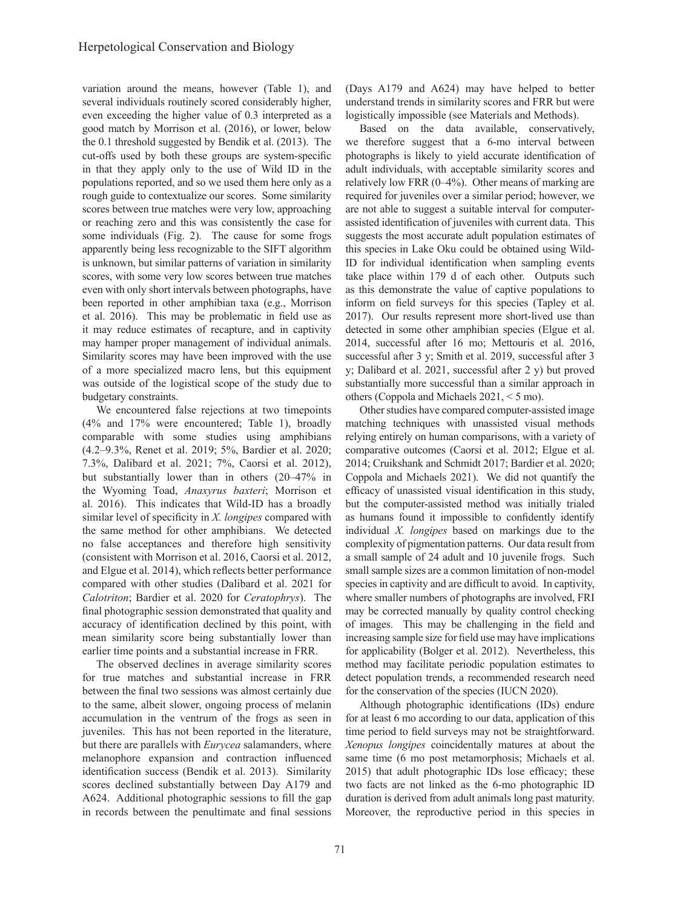variation around the means, however (Table 1), and several individuals routinely scored considerably higher, even exceeding the higher value of 0.3 interpreted as a good match by Morrison et al. (2016), or lower, below the 0.1 threshold suggested by Bendik et al. (2013). The cut-offs used by both these groups are system-specific in that they apply only to the use of Wild ID in the populations reported, and so we used them here only as a rough guide to contextualize our scores. Some similarity scores between true matches were very low, approaching or reaching zero and this was consistently the case for some individuals (Fig. 2). The cause for some frogs apparently being less recognizable to the SIFT algorithm is unknown, but similar patterns of variation in similarity scores, with some very low scores between true matches even with only short intervals between photographs, have been reported in other amphibian taxa (e.g., Morrison et al. 2016). This may be problematic in field use as it may reduce estimates of recapture, and in captivity may hamper proper management of individual animals. Similarity scores may have been improved with the use of a more specialized macro lens, but this equipment was outside of the logistical scope of the study due to budgetary constraints.

We encountered false rejections at two timepoints (4% and 17% were encountered; Table 1), broadly comparable with some studies using amphibians (4.2–9.3%, Renet et al. 2019; 5%, Bardier et al. 2020; 7.3%, Dalibard et al. 2021; 7%, Caorsi et al. 2012), but substantially lower than in others (20–47% in the Wyoming Toad, *Anaxyrus baxteri*; Morrison et al. 2016). This indicates that Wild-ID has a broadly similar level of specificity in *X. longipes* compared with the same method for other amphibians. We detected no false acceptances and therefore high sensitivity (consistent with Morrison et al. 2016, Caorsi et al. 2012, and Elgue et al. 2014), which reflects better performance compared with other studies (Dalibard et al. 2021 for *Calotriton*; Bardier et al. 2020 for *Ceratophrys*). The final photographic session demonstrated that quality and accuracy of identification declined by this point, with mean similarity score being substantially lower than earlier time points and a substantial increase in FRR.

The observed declines in average similarity scores for true matches and substantial increase in FRR between the final two sessions was almost certainly due to the same, albeit slower, ongoing process of melanin accumulation in the ventrum of the frogs as seen in juveniles. This has not been reported in the literature, but there are parallels with *Eurycea* salamanders, where melanophore expansion and contraction influenced identification success (Bendik et al. 2013). Similarity scores declined substantially between Day A179 and A624. Additional photographic sessions to fill the gap in records between the penultimate and final sessions (Days A179 and A624) may have helped to better understand trends in similarity scores and FRR but were logistically impossible (see Materials and Methods).

Based on the data available, conservatively, we therefore suggest that a 6-mo interval between photographs is likely to yield accurate identification of adult individuals, with acceptable similarity scores and relatively low FRR (0–4%). Other means of marking are required for juveniles over a similar period; however, we are not able to suggest a suitable interval for computer-assisted identification of juveniles with current data. This suggests the most accurate adult population estimates of this species in Lake Oku could be obtained using Wild-ID for individual identification when sampling events take place within 179 d of each other. Outputs such as this demonstrate the value of captive populations to inform on field surveys for this species (Tapley et al. 2017). Our results represent more short-lived use than detected in some other amphibian species (Elgue et al. 2014, successful after 16 mo; Mettouris et al. 2016, successful after 3 y; Smith et al. 2019, successful after 3 y; Dalibard et al. 2021, successful after 2 y) but proved substantially more successful than a similar approach in others (Coppola and Michaels 2021, < 5 mo).

Other studies have compared computer-assisted image matching techniques with unassisted visual methods relying entirely on human comparisons, with a variety of comparative outcomes (Caorsi et al. 2012; Elgue et al. 2014; Cruikshank and Schmidt 2017; Bardier et al. 2020; Coppola and Michaels 2021). We did not quantify the efficacy of unassisted visual identification in this study, but the computer-assisted method was initially trialed as humans found it impossible to confidently identify individual *X. longipes* based on markings due to the complexity of pigmentation patterns. Our data result from a small sample of 24 adult and 10 juvenile frogs. Such small sample sizes are a common limitation of non-model species in captivity and are difficult to avoid. In captivity, where smaller numbers of photographs are involved, FRI may be corrected manually by quality control checking of images. This may be challenging in the field and increasing sample size for field use may have implications for applicability (Bolger et al. 2012). Nevertheless, this method may facilitate periodic population estimates to detect population trends, a recommended research need for the conservation of the species (IUCN 2020).

Although photographic identifications (IDs) endure for at least 6 mo according to our data, application of this time period to field surveys may not be straightforward. *Xenopus longipes* coincidentally matures at about the same time (6 mo post metamorphosis; Michaels et al. 2015) that adult photographic IDs lose efficacy; these two facts are not linked as the 6-mo photographic ID duration is derived from adult animals long past maturity. Moreover, the reproductive period in this species in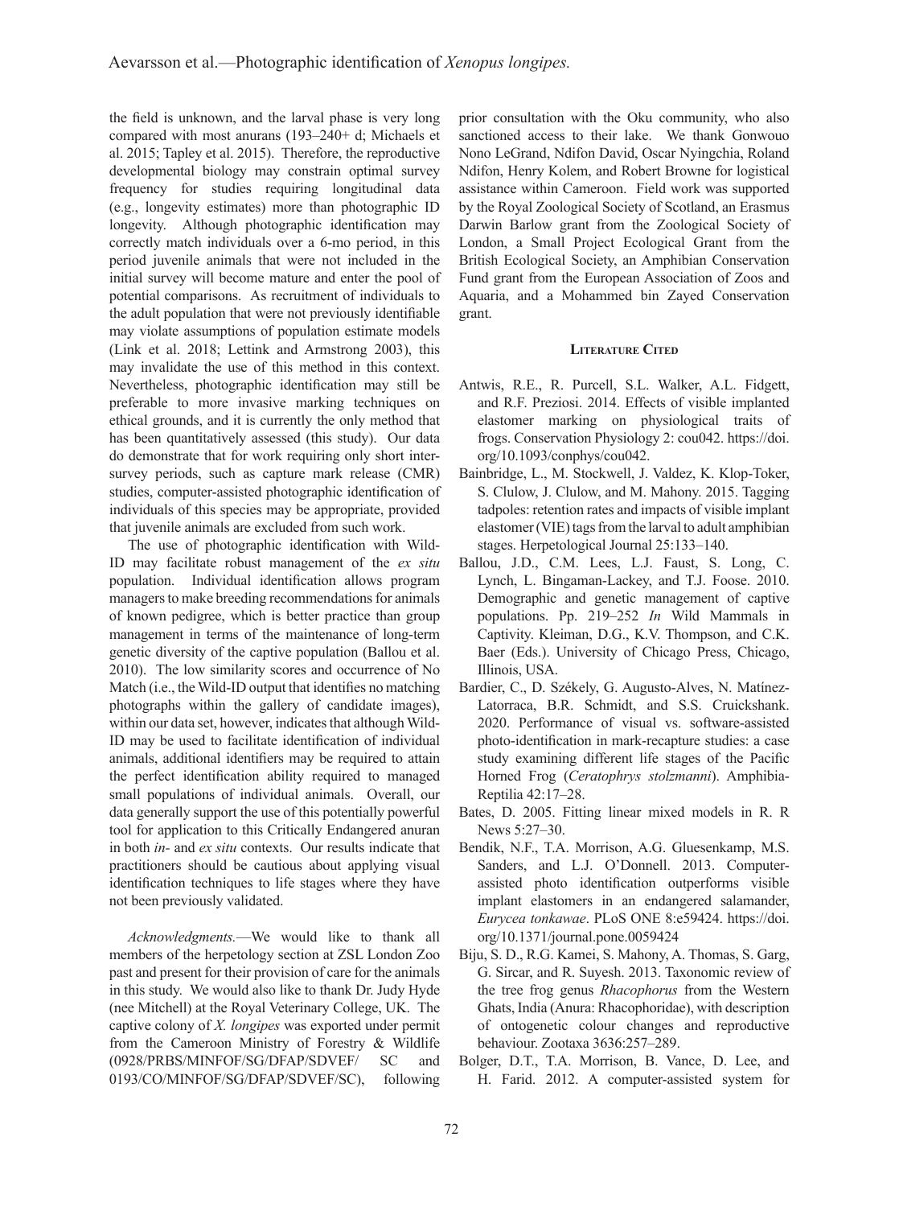the field is unknown, and the larval phase is very long compared with most anurans (193–240+ d; Michaels et al. 2015; Tapley et al. 2015). Therefore, the reproductive developmental biology may constrain optimal survey frequency for studies requiring longitudinal data (e.g., longevity estimates) more than photographic ID longevity. Although photographic identification may correctly match individuals over a 6-mo period, in this period juvenile animals that were not included in the initial survey will become mature and enter the pool of potential comparisons. As recruitment of individuals to the adult population that were not previously identifiable may violate assumptions of population estimate models (Link et al. 2018; Lettink and Armstrong 2003), this may invalidate the use of this method in this context. Nevertheless, photographic identification may still be preferable to more invasive marking techniques on ethical grounds, and it is currently the only method that has been quantitatively assessed (this study). Our data do demonstrate that for work requiring only short inter-survey periods, such as capture mark release (CMR) studies, computer-assisted photographic identification of individuals of this species may be appropriate, provided that juvenile animals are excluded from such work.

The use of photographic identification with Wild-ID may facilitate robust management of the *ex situ* population. Individual identification allows program managers to make breeding recommendations for animals of known pedigree, which is better practice than group management in terms of the maintenance of long-term genetic diversity of the captive population (Ballou et al. 2010). The low similarity scores and occurrence of No Match (i.e., the Wild-ID output that identifies no matching photographs within the gallery of candidate images), within our data set, however, indicates that although Wild-ID may be used to facilitate identification of individual animals, additional identifiers may be required to attain the perfect identification ability required to managed small populations of individual animals. Overall, our data generally support the use of this potentially powerful tool for application to this Critically Endangered anuran in both *in-* and *ex situ* contexts. Our results indicate that practitioners should be cautious about applying visual identification techniques to life stages where they have not been previously validated.

*Acknowledgments.*—We would like to thank all members of the herpetology section at ZSL London Zoo past and present for their provision of care for the animals in this study. We would also like to thank Dr. Judy Hyde (nee Mitchell) at the Royal Veterinary College, UK. The captive colony of *X. longipes* was exported under permit from the Cameroon Ministry of Forestry & Wildlife (0928/PRBS/MINFOF/SG/DFAP/SDVEF/ SC and 0193/CO/MINFOF/SG/DFAP/SDVEF/SC), following prior consultation with the Oku community, who also sanctioned access to their lake. We thank Gonwouo Nono LeGrand, Ndifon David, Oscar Nyingchia, Roland Ndifon, Henry Kolem, and Robert Browne for logistical assistance within Cameroon. Field work was supported by the Royal Zoological Society of Scotland, an Erasmus Darwin Barlow grant from the Zoological Society of London, a Small Project Ecological Grant from the British Ecological Society, an Amphibian Conservation Fund grant from the European Association of Zoos and Aquaria, and a Mohammed bin Zayed Conservation grant.

## Literature Cited

Antwis, R.E., R. Purcell, S.L. Walker, A.L. Fidgett, and R.F. Preziosi. 2014. Effects of visible implanted elastomer marking on physiological traits of frogs. Conservation Physiology 2: cou042. https://doi.org/10.1093/conphys/cou042.

Bainbridge, L., M. Stockwell, J. Valdez, K. Klop-Toker, S. Clulow, J. Clulow, and M. Mahony. 2015. Tagging tadpoles: retention rates and impacts of visible implant elastomer (VIE) tags from the larval to adult amphibian stages. Herpetological Journal 25:133–140.

Ballou, J.D., C.M. Lees, L.J. Faust, S. Long, C. Lynch, L. Bingaman-Lackey, and T.J. Foose. 2010. Demographic and genetic management of captive populations. Pp. 219–252 *In* Wild Mammals in Captivity. Kleiman, D.G., K.V. Thompson, and C.K. Baer (Eds.). University of Chicago Press, Chicago, Illinois, USA.

Bardier, C., D. Székely, G. Augusto-Alves, N. Matínez-Latorraca, B.R. Schmidt, and S.S. Cruickshank. 2020. Performance of visual vs. software-assisted photo-identification in mark-recapture studies: a case study examining different life stages of the Pacific Horned Frog (*Ceratophrys stolzmanni*). Amphibia-Reptilia 42:17–28.

Bates, D. 2005. Fitting linear mixed models in R. R News 5:27–30.

Bendik, N.F., T.A. Morrison, A.G. Gluesenkamp, M.S. Sanders, and L.J. O'Donnell. 2013. Computer-assisted photo identification outperforms visible implant elastomers in an endangered salamander, *Eurycea tonkawae*. PLoS ONE 8:e59424. https://doi.org/10.1371/journal.pone.0059424

Biju, S. D., R.G. Kamei, S. Mahony, A. Thomas, S. Garg, G. Sircar, and R. Suyesh. 2013. Taxonomic review of the tree frog genus *Rhacophorus* from the Western Ghats, India (Anura: Rhacophoridae), with description of ontogenetic colour changes and reproductive behaviour. Zootaxa 3636:257–289.

Bolger, D.T., T.A. Morrison, B. Vance, D. Lee, and H. Farid. 2012. A computer-assisted system for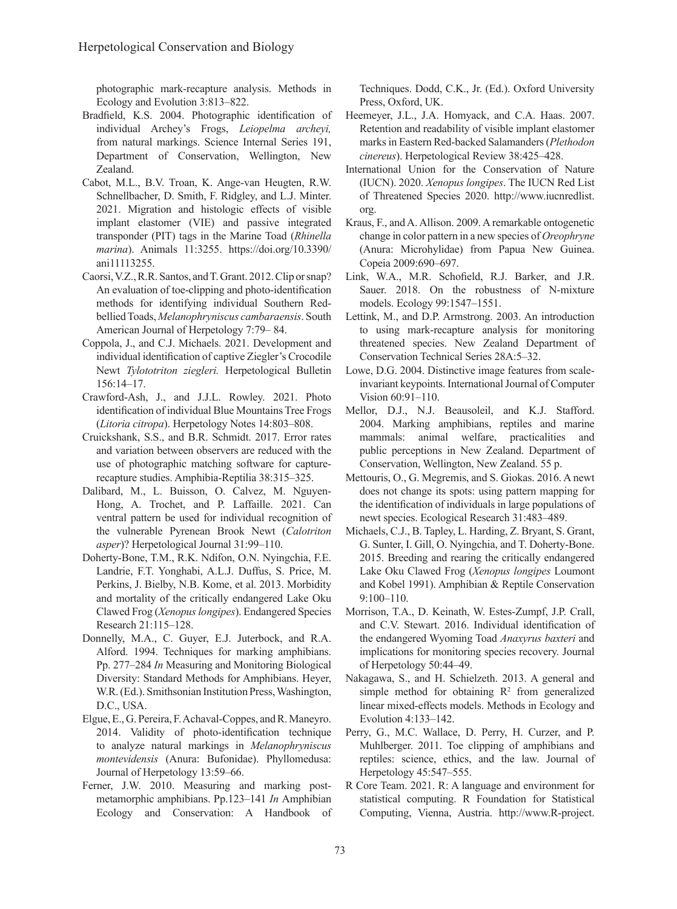photographic mark-recapture analysis. Methods in Ecology and Evolution 3:813–822.

Bradfield, K.S. 2004. Photographic identification of individual Archey's Frogs, *Leiopelma archeyi,* from natural markings. Science Internal Series 191, Department of Conservation, Wellington, New Zealand.

Cabot, M.L., B.V. Troan, K. Ange-van Heugten, R.W. Schnellbacher, D. Smith, F. Ridgley, and L.J. Minter. 2021. Migration and histologic effects of visible implant elastomer (VIE) and passive integrated transponder (PIT) tags in the Marine Toad (*Rhinella marina*). Animals 11:3255. https://doi.org/10.3390/ani11113255.

Caorsi, V.Z., R.R. Santos, and T. Grant. 2012. Clip or snap? An evaluation of toe-clipping and photo-identification methods for identifying individual Southern Red-bellied Toads, *Melanophryniscus cambaraensis*. South American Journal of Herpetology 7:79– 84.

Coppola, J., and C.J. Michaels. 2021. Development and individual identification of captive Ziegler's Crocodile Newt *Tylototriton ziegleri.* Herpetological Bulletin 156:14–17.

Crawford-Ash, J., and J.J.L. Rowley. 2021. Photo identification of individual Blue Mountains Tree Frogs (*Litoria citropa*). Herpetology Notes 14:803–808.

Cruickshank, S.S., and B.R. Schmidt. 2017. Error rates and variation between observers are reduced with the use of photographic matching software for capture-recapture studies. Amphibia-Reptilia 38:315–325.

Dalibard, M., L. Buisson, O. Calvez, M. Nguyen-Hong, A. Trochet, and P. Laffaille. 2021. Can ventral pattern be used for individual recognition of the vulnerable Pyrenean Brook Newt (*Calotriton asper*)? Herpetological Journal 31:99–110.

Doherty-Bone, T.M., R.K. Ndifon, O.N. Nyingchia, F.E. Landrie, F.T. Yonghabi, A.L.J. Duffus, S. Price, M. Perkins, J. Bielby, N.B. Kome, et al. 2013. Morbidity and mortality of the critically endangered Lake Oku Clawed Frog (*Xenopus longipes*). Endangered Species Research 21:115–128.

Donnelly, M.A., C. Guyer, E.J. Juterbock, and R.A. Alford. 1994. Techniques for marking amphibians. Pp. 277–284 *In* Measuring and Monitoring Biological Diversity: Standard Methods for Amphibians. Heyer, W.R. (Ed.). Smithsonian Institution Press, Washington, D.C., USA.

Elgue, E., G. Pereira, F. Achaval-Coppes, and R. Maneyro. 2014. Validity of photo-identification technique to analyze natural markings in *Melanophryniscus montevidensis* (Anura: Bufonidae). Phyllomedusa: Journal of Herpetology 13:59–66.

Ferner, J.W. 2010. Measuring and marking post-metamorphic amphibians. Pp.123–141 *In* Amphibian Ecology and Conservation: A Handbook of Techniques. Dodd, C.K., Jr. (Ed.). Oxford University Press, Oxford, UK.

Heemeyer, J.L., J.A. Homyack, and C.A. Haas. 2007. Retention and readability of visible implant elastomer marks in Eastern Red-backed Salamanders (*Plethodon cinereus*). Herpetological Review 38:425–428.

International Union for the Conservation of Nature (IUCN). 2020. *Xenopus longipes*. The IUCN Red List of Threatened Species 2020. http://www.iucnredlist.org.

Kraus, F., and A. Allison. 2009. A remarkable ontogenetic change in color pattern in a new species of *Oreophryne* (Anura: Microhylidae) from Papua New Guinea. Copeia 2009:690–697.

Link, W.A., M.R. Schofield, R.J. Barker, and J.R. Sauer. 2018. On the robustness of N-mixture models. Ecology 99:1547–1551.

Lettink, M., and D.P. Armstrong. 2003. An introduction to using mark-recapture analysis for monitoring threatened species. New Zealand Department of Conservation Technical Series 28A:5–32.

Lowe, D.G. 2004. Distinctive image features from scale-invariant keypoints. International Journal of Computer Vision 60:91–110.

Mellor, D.J., N.J. Beausoleil, and K.J. Stafford. 2004. Marking amphibians, reptiles and marine mammals: animal welfare, practicalities and public perceptions in New Zealand. Department of Conservation, Wellington, New Zealand. 55 p.

Mettouris, O., G. Megremis, and S. Giokas. 2016. A newt does not change its spots: using pattern mapping for the identification of individuals in large populations of newt species. Ecological Research 31:483–489.

Michaels, C.J., B. Tapley, L. Harding, Z. Bryant, S. Grant, G. Sunter, I. Gill, O. Nyingchia, and T. Doherty-Bone. 2015. Breeding and rearing the critically endangered Lake Oku Clawed Frog (*Xenopus longipes* Loumont and Kobel 1991). Amphibian & Reptile Conservation 9:100–110.

Morrison, T.A., D. Keinath, W. Estes-Zumpf, J.P. Crall, and C.V. Stewart. 2016. Individual identification of the endangered Wyoming Toad *Anaxyrus baxteri* and implications for monitoring species recovery. Journal of Herpetology 50:44–49.

Nakagawa, S., and H. Schielzeth. 2013. A general and simple method for obtaining $R^2$ from generalized linear mixed-effects models. Methods in Ecology and Evolution 4:133–142.

Perry, G., M.C. Wallace, D. Perry, H. Curzer, and P. Muhlberger. 2011. Toe clipping of amphibians and reptiles: science, ethics, and the law. Journal of Herpetology 45:547–555.

R Core Team. 2021. R: A language and environment for statistical computing. R Foundation for Statistical Computing, Vienna, Austria. http://www.R-project.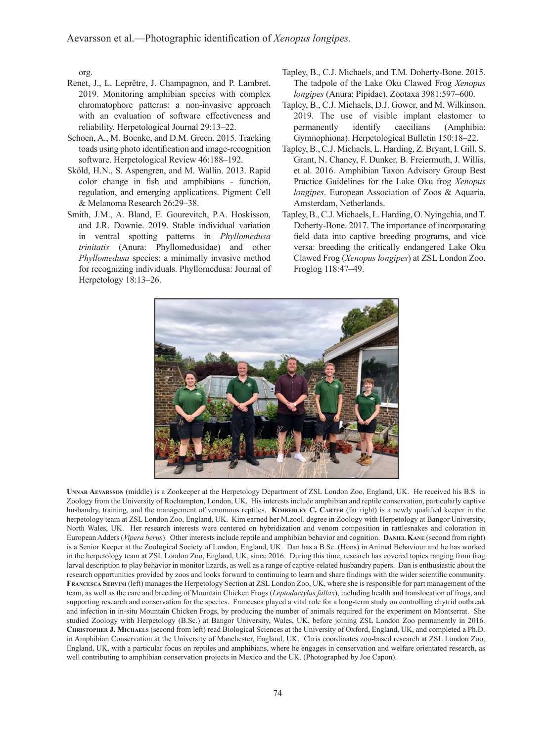org.

Renet, J., L. Leprêtre, J. Champagnon, and P. Lambret. 2019. Monitoring amphibian species with complex chromatophore patterns: a non-invasive approach with an evaluation of software effectiveness and reliability. Herpetological Journal 29:13–22.

Schoen, A., M. Boenke, and D.M. Green. 2015. Tracking toads using photo identification and image-recognition software. Herpetological Review 46:188–192.

Sköld, H.N., S. Aspengren, and M. Wallin. 2013. Rapid color change in fish and amphibians - function, regulation, and emerging applications. Pigment Cell & Melanoma Research 26:29–38.

Smith, J.M., A. Bland, E. Gourevitch, P.A. Hoskisson, and J.R. Downie. 2019. Stable individual variation in ventral spotting patterns in *Phyllomedusa trinitatis* (Anura: Phyllomedusidae) and other *Phyllomedusa* species: a minimally invasive method for recognizing individuals. Phyllomedusa: Journal of Herpetology 18:13–26.

Tapley, B., C.J. Michaels, and T.M. Doherty-Bone. 2015. The tadpole of the Lake Oku Clawed Frog *Xenopus longipes* (Anura; Pipidae). Zootaxa 3981:597–600.

Tapley, B., C.J. Michaels, D.J. Gower, and M. Wilkinson. 2019. The use of visible implant elastomer to permanently identify caecilians (Amphibia: Gymnophiona). Herpetological Bulletin 150:18–22.

Tapley, B., C.J. Michaels, L. Harding, Z. Bryant, I. Gill, S. Grant, N. Chaney, F. Dunker, B. Freiermuth, J. Willis, et al. 2016. Amphibian Taxon Advisory Group Best Practice Guidelines for the Lake Oku frog *Xenopus longipes*. European Association of Zoos & Aquaria, Amsterdam, Netherlands.

Tapley, B., C.J. Michaels, L. Harding, O. Nyingchia, and T. Doherty-Bone. 2017. The importance of incorporating field data into captive breeding programs, and vice versa: breeding the critically endangered Lake Oku Clawed Frog (*Xenopus longipes*) at ZSL London Zoo. Froglog 118:47–49.

**Unnar Aevarsson** (middle) is a Zookeeper at the Herpetology Department of ZSL London Zoo, England, UK. He received his B.S. in Zoology from the University of Roehampton, London, UK. His interests include amphibian and reptile conservation, particularly captive husbandry, training, and the management of venomous reptiles. **Kimberley C. Carter** (far right) is a newly qualified keeper in the herpetology team at ZSL London Zoo, England, UK. Kim earned her M.zool. degree in Zoology with Herpetology at Bangor University, North Wales, UK. Her research interests were centered on hybridization and venom composition in rattlesnakes and coloration in European Adders (*Vipera berus*). Other interests include reptile and amphibian behavior and cognition. **Daniel Kane** (second from right) is a Senior Keeper at the Zoological Society of London, England, UK. Dan has a B.Sc. (Hons) in Animal Behaviour and he has worked in the herpetology team at ZSL London Zoo, England, UK, since 2016. During this time, research has covered topics ranging from frog larval description to play behavior in monitor lizards, as well as a range of captive-related husbandry papers. Dan is enthusiastic about the research opportunities provided by zoos and looks forward to continuing to learn and share findings with the wider scientific community. **Francesca Servini** (left) manages the Herpetology Section at ZSL London Zoo, UK, where she is responsible for part management of the team, as well as the care and breeding of Mountain Chicken Frogs (*Leptodactylus fallax*), including health and translocation of frogs, and supporting research and conservation for the species. Francesca played a vital role for a long-term study on controlling chytrid outbreak and infection in in-situ Mountain Chicken Frogs, by producing the number of animals required for the experiment on Montserrat. She studied Zoology with Herpetology (B.Sc.) at Bangor University, Wales, UK, before joining ZSL London Zoo permanently in 2016. **Christopher J. Michaels** (second from left) read Biological Sciences at the University of Oxford, England, UK, and completed a Ph.D. in Amphibian Conservation at the University of Manchester, England, UK. Chris coordinates zoo-based research at ZSL London Zoo, England, UK, with a particular focus on reptiles and amphibians, where he engages in conservation and welfare orientated research, as well contributing to amphibian conservation projects in Mexico and the UK. (Photographed by Joe Capon).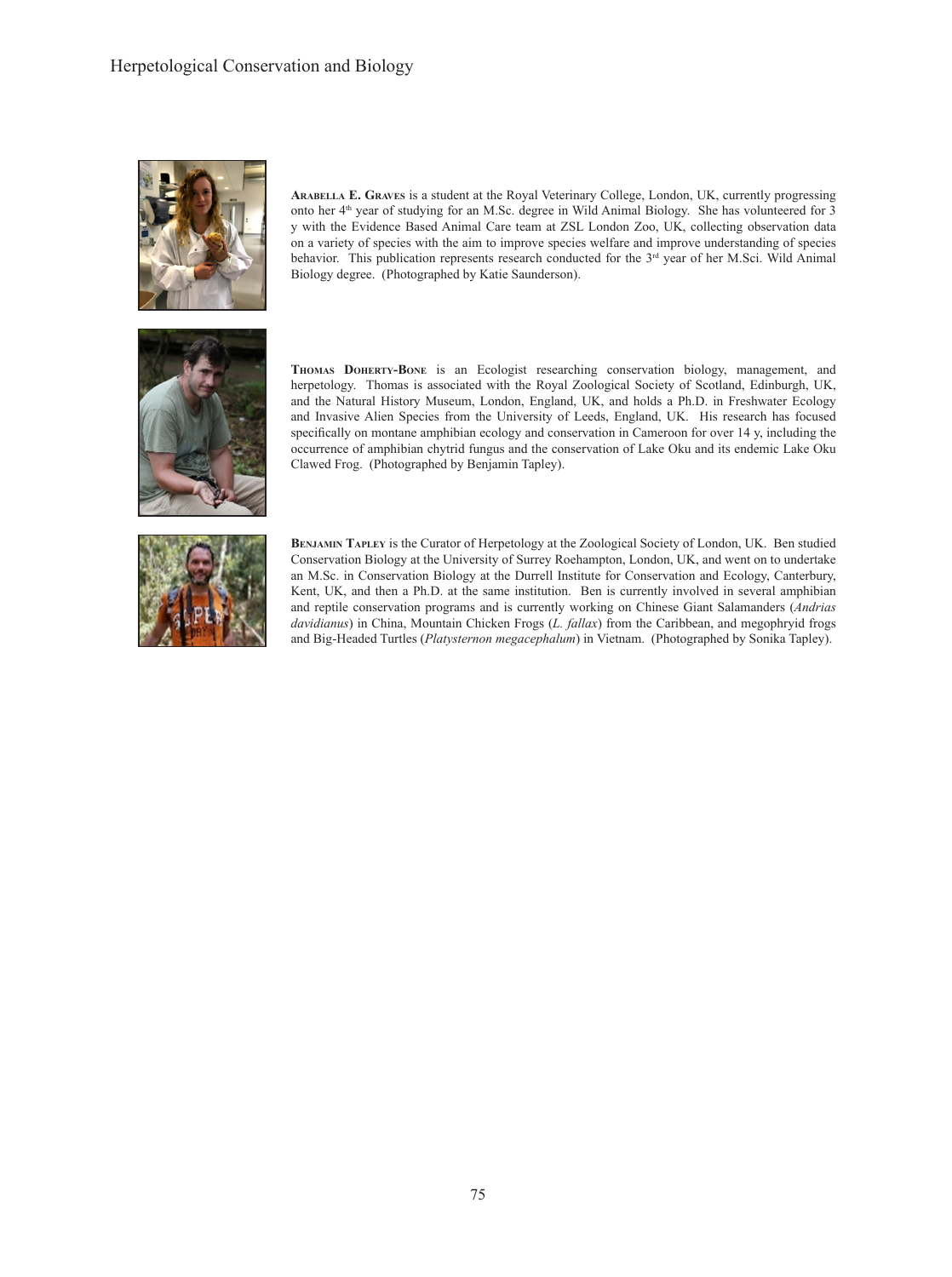**Arabella E. Graves** is a student at the Royal Veterinary College, London, UK, currently progressing onto her 4th year of studying for an M.Sc. degree in Wild Animal Biology. She has volunteered for 3 y with the Evidence Based Animal Care team at ZSL London Zoo, UK, collecting observation data on a variety of species with the aim to improve species welfare and improve understanding of species behavior. This publication represents research conducted for the 3rd year of her M.Sci. Wild Animal Biology degree. (Photographed by Katie Saunderson).

**Thomas Doherty-Bone** is an Ecologist researching conservation biology, management, and herpetology. Thomas is associated with the Royal Zoological Society of Scotland, Edinburgh, UK, and the Natural History Museum, London, England, UK, and holds a Ph.D. in Freshwater Ecology and Invasive Alien Species from the University of Leeds, England, UK. His research has focused specifically on montane amphibian ecology and conservation in Cameroon for over 14 y, including the occurrence of amphibian chytrid fungus and the conservation of Lake Oku and its endemic Lake Oku Clawed Frog. (Photographed by Benjamin Tapley).

**Benjamin Tapley** is the Curator of Herpetology at the Zoological Society of London, UK. Ben studied Conservation Biology at the University of Surrey Roehampton, London, UK, and went on to undertake an M.Sc. in Conservation Biology at the Durrell Institute for Conservation and Ecology, Canterbury, Kent, UK, and then a Ph.D. at the same institution. Ben is currently involved in several amphibian and reptile conservation programs and is currently working on Chinese Giant Salamanders (*Andrias davidianus*) in China, Mountain Chicken Frogs (*L. fallax*) from the Caribbean, and megophryid frogs and Big-Headed Turtles (*Platysternon megacephalum*) in Vietnam. (Photographed by Sonika Tapley).